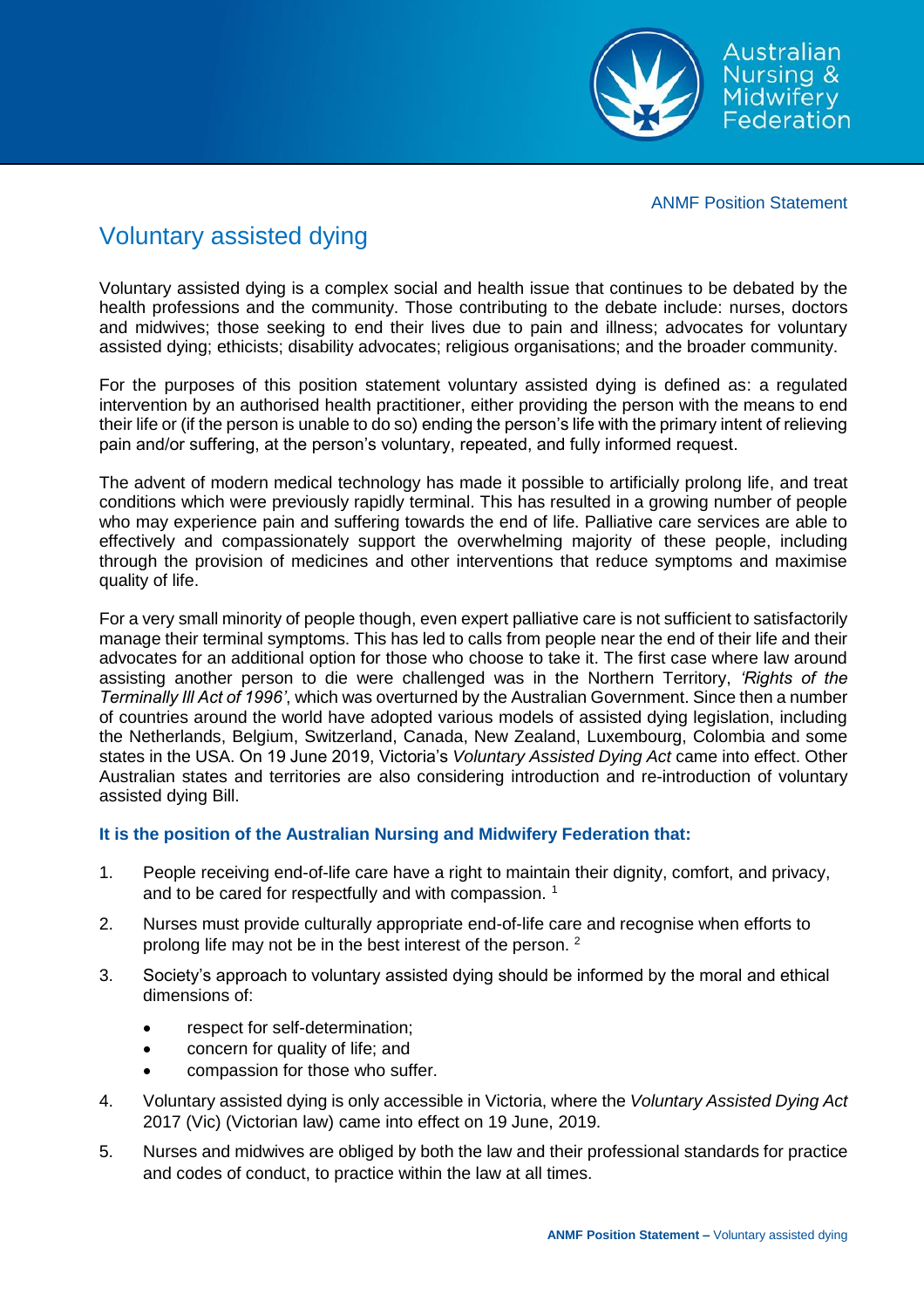ANMF Position Statement

# Voluntary assisted dying

Voluntary assisted dying is a complex social and health issue that continues to be debated by the health professions and the community. Those contributing to the debate include: nurses, doctors and midwives; those seeking to end their lives due to pain and illness; advocates for voluntary assisted dying; ethicists; disability advocates; religious organisations; and the broader community.

For the purposes of this position statement voluntary assisted dying is defined as: a regulated intervention by an authorised health practitioner, either providing the person with the means to end their life or (if the person is unable to do so) ending the person's life with the primary intent of relieving pain and/or suffering, at the person's voluntary, repeated, and fully informed request.

The advent of modern medical technology has made it possible to artificially prolong life, and treat conditions which were previously rapidly terminal. This has resulted in a growing number of people who may experience pain and suffering towards the end of life. Palliative care services are able to effectively and compassionately support the overwhelming majority of these people, including through the provision of medicines and other interventions that reduce symptoms and maximise quality of life.

For a very small minority of people though, even expert palliative care is not sufficient to satisfactorily manage their terminal symptoms. This has led to calls from people near the end of their life and their advocates for an additional option for those who choose to take it. The first case where law around assisting another person to die were challenged was in the Northern Territory, *'Rights of the Terminally Ill Act of 1996'*, which was overturned by the Australian Government. Since then a number of countries around the world have adopted various models of assisted dying legislation, including the Netherlands, Belgium, Switzerland, Canada, New Zealand, Luxembourg, Colombia and some states in the USA. On 19 June 2019, Victoria's *Voluntary Assisted Dying Act* came into effect. Other Australian states and territories are also considering introduction and re-introduction of voluntary assisted dying Bill.

**It is the position of the Australian Nursing and Midwifery Federation that:**

1. People receiving end-of-life care have a right to maintain their dignity, comfort, and privacy, and to be cared for respectfully and with compassion. [1]
2. Nurses must provide culturally appropriate end-of-life care and recognise when efforts to prolong life may not be in the best interest of the person. [2]
3. Society's approach to voluntary assisted dying should be informed by the moral and ethical dimensions of:
   - respect for self-determination;
   - concern for quality of life; and
   - compassion for those who suffer.
4. Voluntary assisted dying is only accessible in Victoria, where the *Voluntary Assisted Dying Act* 2017 (Vic) (Victorian law) came into effect on 19 June, 2019.
5. Nurses and midwives are obliged by both the law and their professional standards for practice and codes of conduct, to practice within the law at all times.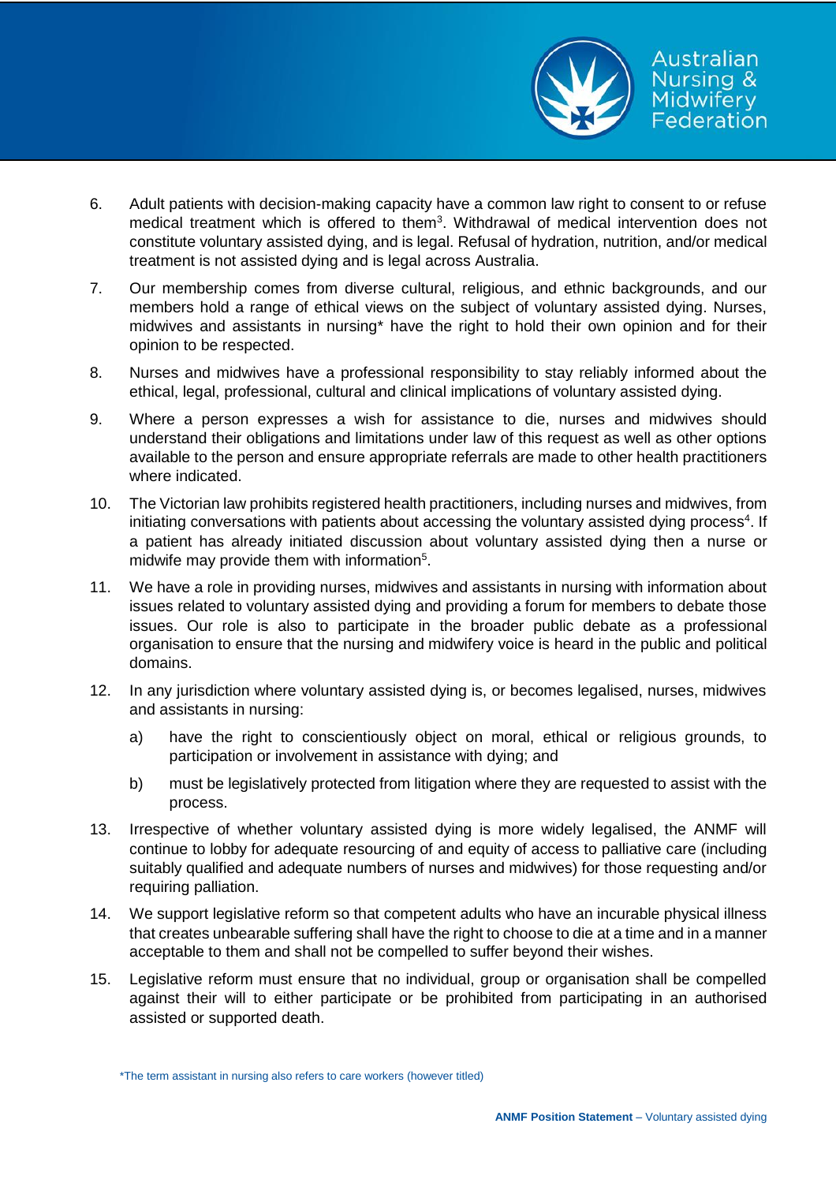6. Adult patients with decision-making capacity have a common law right to consent to or refuse medical treatment which is offered to them[3]. Withdrawal of medical intervention does not constitute voluntary assisted dying, and is legal. Refusal of hydration, nutrition, and/or medical treatment is not assisted dying and is legal across Australia.

7. Our membership comes from diverse cultural, religious, and ethnic backgrounds, and our members hold a range of ethical views on the subject of voluntary assisted dying. Nurses, midwives and assistants in nursing* have the right to hold their own opinion and for their opinion to be respected.

8. Nurses and midwives have a professional responsibility to stay reliably informed about the ethical, legal, professional, cultural and clinical implications of voluntary assisted dying.

9. Where a person expresses a wish for assistance to die, nurses and midwives should understand their obligations and limitations under law of this request as well as other options available to the person and ensure appropriate referrals are made to other health practitioners where indicated.

10. The Victorian law prohibits registered health practitioners, including nurses and midwives, from initiating conversations with patients about accessing the voluntary assisted dying process[4]. If a patient has already initiated discussion about voluntary assisted dying then a nurse or midwife may provide them with information[5].

11. We have a role in providing nurses, midwives and assistants in nursing with information about issues related to voluntary assisted dying and providing a forum for members to debate those issues. Our role is also to participate in the broader public debate as a professional organisation to ensure that the nursing and midwifery voice is heard in the public and political domains.

12. In any jurisdiction where voluntary assisted dying is, or becomes legalised, nurses, midwives and assistants in nursing:

    a) have the right to conscientiously object on moral, ethical or religious grounds, to participation or involvement in assistance with dying; and

    b) must be legislatively protected from litigation where they are requested to assist with the process.

13. Irrespective of whether voluntary assisted dying is more widely legalised, the ANMF will continue to lobby for adequate resourcing of and equity of access to palliative care (including suitably qualified and adequate numbers of nurses and midwives) for those requesting and/or requiring palliation.

14. We support legislative reform so that competent adults who have an incurable physical illness that creates unbearable suffering shall have the right to choose to die at a time and in a manner acceptable to them and shall not be compelled to suffer beyond their wishes.

15. Legislative reform must ensure that no individual, group or organisation shall be compelled against their will to either participate or be prohibited from participating in an authorised assisted or supported death.

*The term assistant in nursing also refers to care workers (however titled)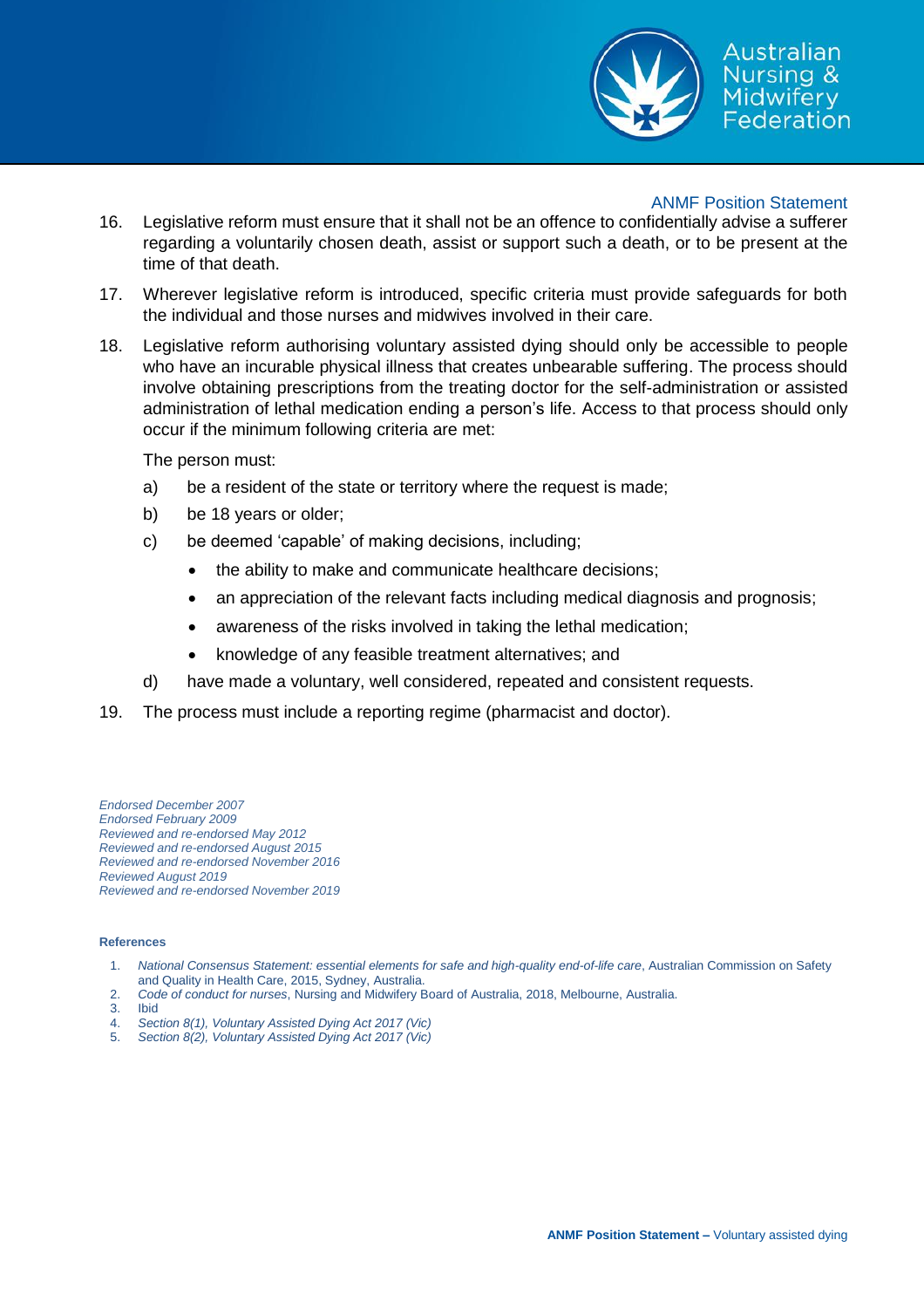16. Legislative reform must ensure that it shall not be an offence to confidentially advise a sufferer regarding a voluntarily chosen death, assist or support such a death, or to be present at the time of that death.

17. Wherever legislative reform is introduced, specific criteria must provide safeguards for both the individual and those nurses and midwives involved in their care.

18. Legislative reform authorising voluntary assisted dying should only be accessible to people who have an incurable physical illness that creates unbearable suffering. The process should involve obtaining prescriptions from the treating doctor for the self-administration or assisted administration of lethal medication ending a person's life. Access to that process should only occur if the minimum following criteria are met:

    The person must:

    a) be a resident of the state or territory where the request is made;

    b) be 18 years or older;

    c) be deemed 'capable' of making decisions, including;

        - the ability to make and communicate healthcare decisions;
        - an appreciation of the relevant facts including medical diagnosis and prognosis;
        - awareness of the risks involved in taking the lethal medication;
        - knowledge of any feasible treatment alternatives; and

    d) have made a voluntary, well considered, repeated and consistent requests.

19. The process must include a reporting regime (pharmacist and doctor).

*Endorsed December 2007*
*Endorsed February 2009*
*Reviewed and re-endorsed May 2012*
*Reviewed and re-endorsed August 2015*
*Reviewed and re-endorsed November 2016*
*Reviewed August 2019*
*Reviewed and re-endorsed November 2019*

**References**

1. *National Consensus Statement: essential elements for safe and high-quality end-of-life care*, Australian Commission on Safety and Quality in Health Care, 2015, Sydney, Australia.
2. *Code of conduct for nurses*, Nursing and Midwifery Board of Australia, 2018, Melbourne, Australia.
3. Ibid
4. *Section 8(1), Voluntary Assisted Dying Act 2017 (Vic)*
5. *Section 8(2), Voluntary Assisted Dying Act 2017 (Vic)*